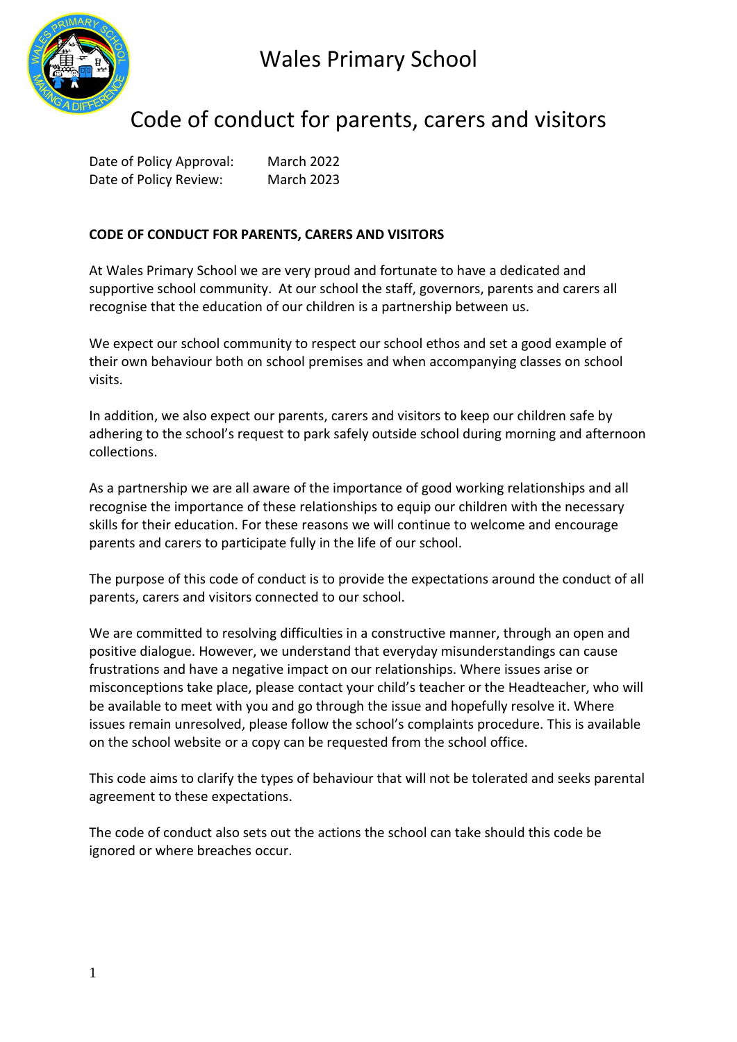# Wales Primary School

## Code of conduct for parents, carers and visitors

Date of Policy Approval: March 2022
Date of Policy Review: March 2023

**CODE OF CONDUCT FOR PARENTS, CARERS AND VISITORS**

At Wales Primary School we are very proud and fortunate to have a dedicated and supportive school community. At our school the staff, governors, parents and carers all recognise that the education of our children is a partnership between us.

We expect our school community to respect our school ethos and set a good example of their own behaviour both on school premises and when accompanying classes on school visits.

In addition, we also expect our parents, carers and visitors to keep our children safe by adhering to the school's request to park safely outside school during morning and afternoon collections.

As a partnership we are all aware of the importance of good working relationships and all recognise the importance of these relationships to equip our children with the necessary skills for their education. For these reasons we will continue to welcome and encourage parents and carers to participate fully in the life of our school.

The purpose of this code of conduct is to provide the expectations around the conduct of all parents, carers and visitors connected to our school.

We are committed to resolving difficulties in a constructive manner, through an open and positive dialogue. However, we understand that everyday misunderstandings can cause frustrations and have a negative impact on our relationships. Where issues arise or misconceptions take place, please contact your child's teacher or the Headteacher, who will be available to meet with you and go through the issue and hopefully resolve it. Where issues remain unresolved, please follow the school's complaints procedure. This is available on the school website or a copy can be requested from the school office.

This code aims to clarify the types of behaviour that will not be tolerated and seeks parental agreement to these expectations.

The code of conduct also sets out the actions the school can take should this code be ignored or where breaches occur.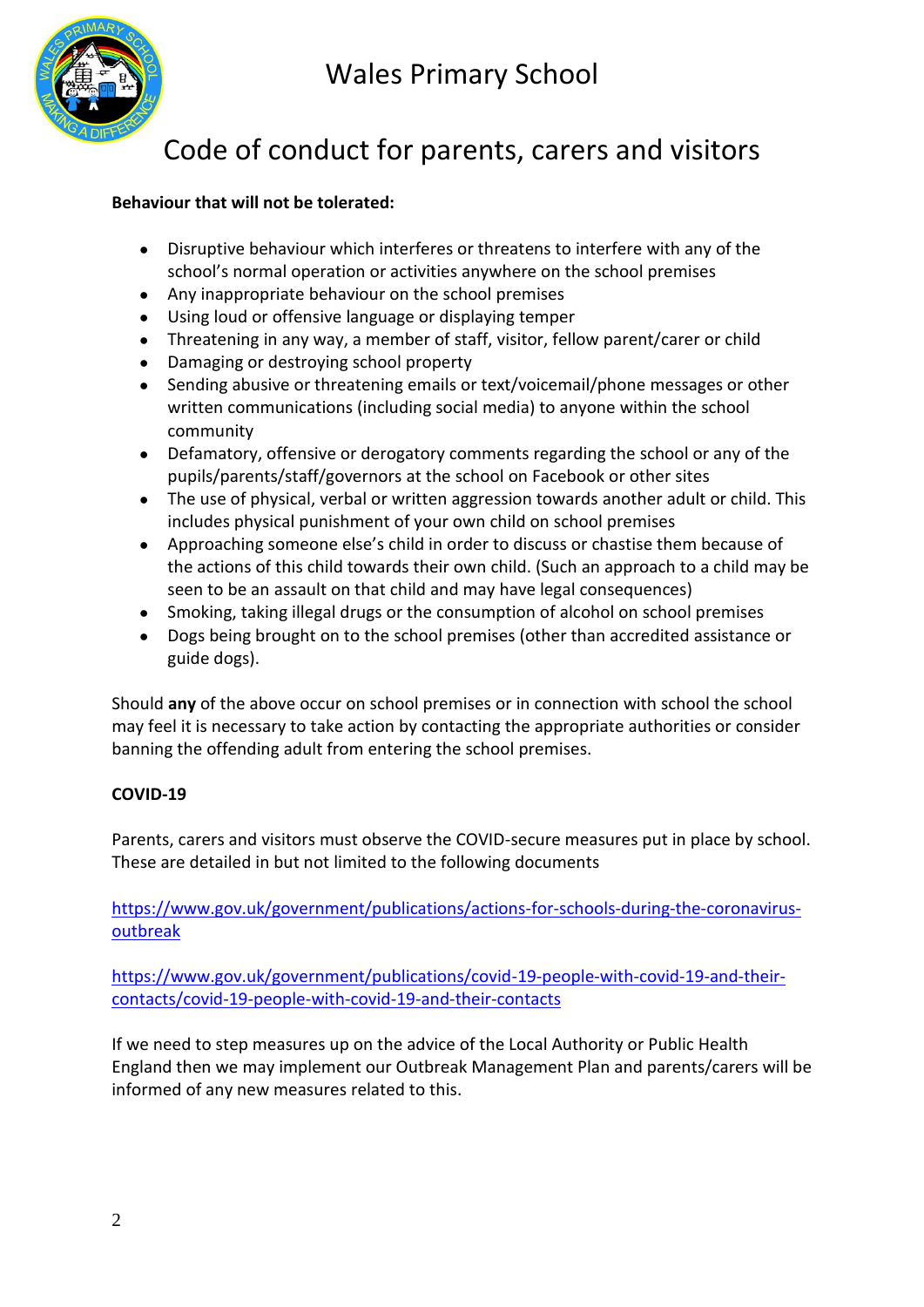# Wales Primary School

## Code of conduct for parents, carers and visitors

**Behaviour that will not be tolerated:**

- Disruptive behaviour which interferes or threatens to interfere with any of the school's normal operation or activities anywhere on the school premises
- Any inappropriate behaviour on the school premises
- Using loud or offensive language or displaying temper
- Threatening in any way, a member of staff, visitor, fellow parent/carer or child
- Damaging or destroying school property
- Sending abusive or threatening emails or text/voicemail/phone messages or other written communications (including social media) to anyone within the school community
- Defamatory, offensive or derogatory comments regarding the school or any of the pupils/parents/staff/governors at the school on Facebook or other sites
- The use of physical, verbal or written aggression towards another adult or child. This includes physical punishment of your own child on school premises
- Approaching someone else's child in order to discuss or chastise them because of the actions of this child towards their own child. (Such an approach to a child may be seen to be an assault on that child and may have legal consequences)
- Smoking, taking illegal drugs or the consumption of alcohol on school premises
- Dogs being brought on to the school premises (other than accredited assistance or guide dogs).

Should **any** of the above occur on school premises or in connection with school the school may feel it is necessary to take action by contacting the appropriate authorities or consider banning the offending adult from entering the school premises.

**COVID-19**

Parents, carers and visitors must observe the COVID-secure measures put in place by school. These are detailed in but not limited to the following documents

https://www.gov.uk/government/publications/actions-for-schools-during-the-coronavirus-outbreak

https://www.gov.uk/government/publications/covid-19-people-with-covid-19-and-their-contacts/covid-19-people-with-covid-19-and-their-contacts

If we need to step measures up on the advice of the Local Authority or Public Health England then we may implement our Outbreak Management Plan and parents/carers will be informed of any new measures related to this.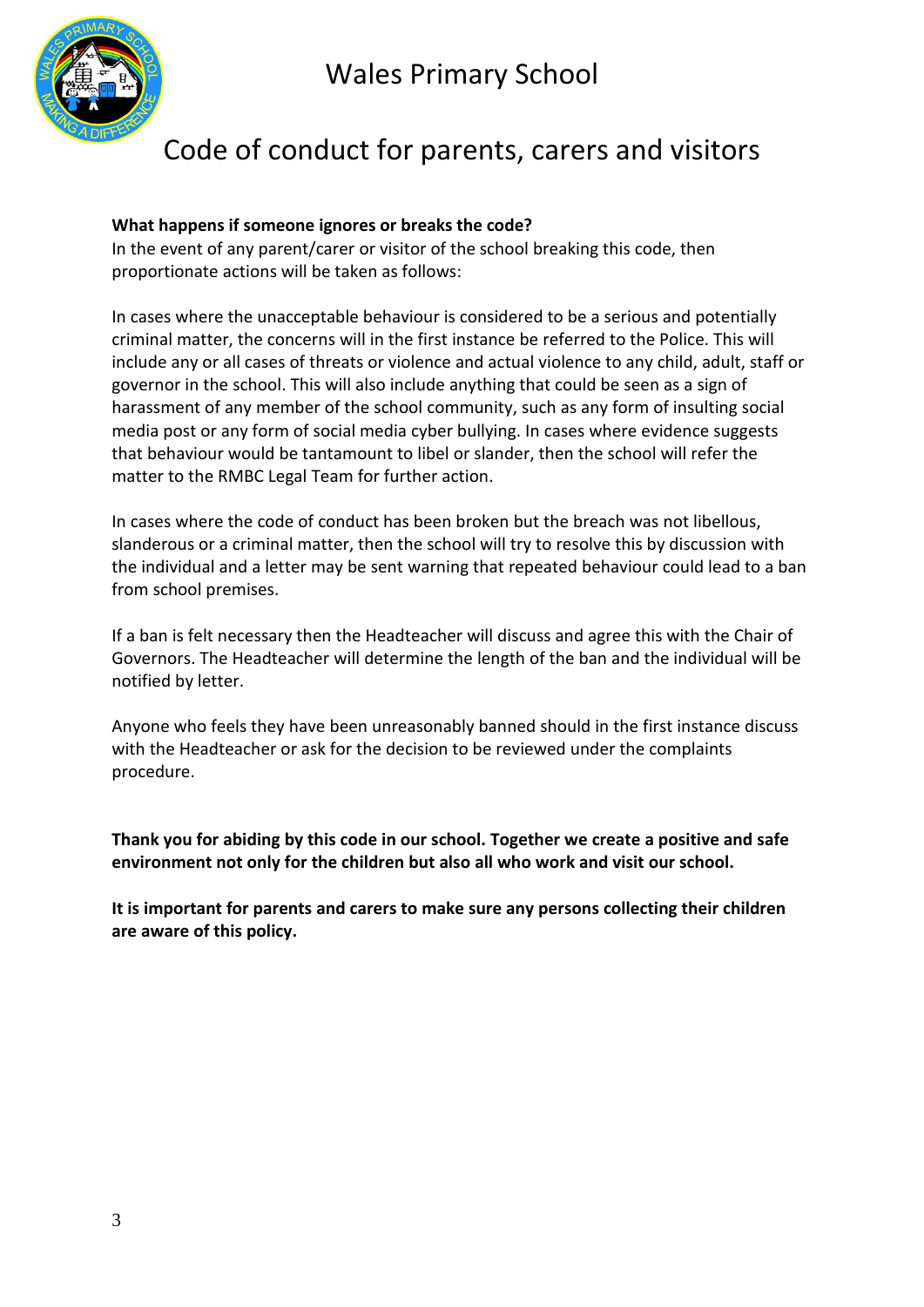Wales Primary School

# Code of conduct for parents, carers and visitors

**What happens if someone ignores or breaks the code?**
In the event of any parent/carer or visitor of the school breaking this code, then proportionate actions will be taken as follows:

In cases where the unacceptable behaviour is considered to be a serious and potentially criminal matter, the concerns will in the first instance be referred to the Police. This will include any or all cases of threats or violence and actual violence to any child, adult, staff or governor in the school. This will also include anything that could be seen as a sign of harassment of any member of the school community, such as any form of insulting social media post or any form of social media cyber bullying. In cases where evidence suggests that behaviour would be tantamount to libel or slander, then the school will refer the matter to the RMBC Legal Team for further action.

In cases where the code of conduct has been broken but the breach was not libellous, slanderous or a criminal matter, then the school will try to resolve this by discussion with the individual and a letter may be sent warning that repeated behaviour could lead to a ban from school premises.

If a ban is felt necessary then the Headteacher will discuss and agree this with the Chair of Governors. The Headteacher will determine the length of the ban and the individual will be notified by letter.

Anyone who feels they have been unreasonably banned should in the first instance discuss with the Headteacher or ask for the decision to be reviewed under the complaints procedure.

**Thank you for abiding by this code in our school. Together we create a positive and safe environment not only for the children but also all who work and visit our school.**

**It is important for parents and carers to make sure any persons collecting their children are aware of this policy.**